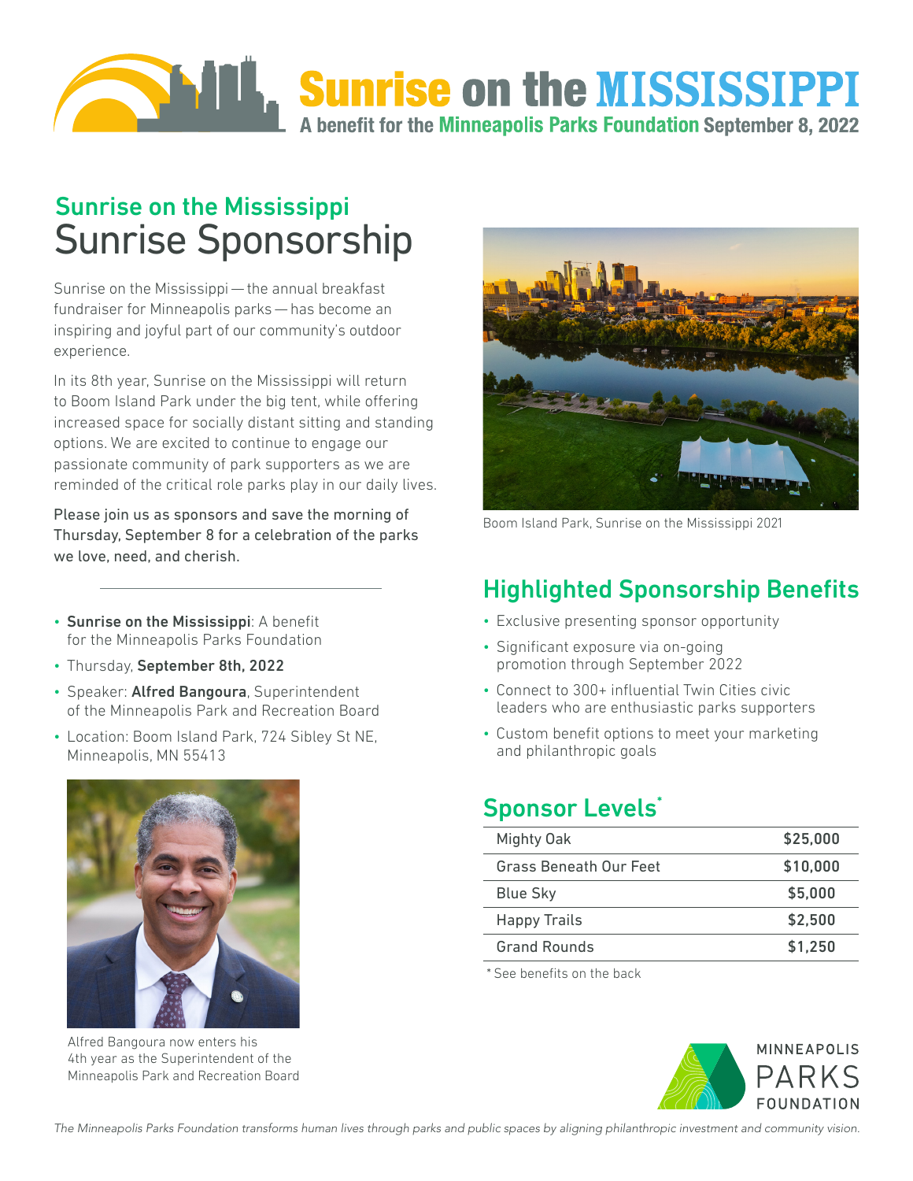# Sunrise on the MISSISSIPPI

A benefit for the Minneapolis Parks Foundation September 8, 2022

## Sunrise on the Mississippi

# Sunrise Sponsorship

Sunrise on the Mississippi — the annual breakfast fundraiser for Minneapolis parks — has become an inspiring and joyful part of our community's outdoor experience.

In its 8th year, Sunrise on the Mississippi will return to Boom Island Park under the big tent, while offering increased space for socially distant sitting and standing options. We are excited to continue to engage our passionate community of park supporters as we are reminded of the critical role parks play in our daily lives.

Please join us as sponsors and save the morning of Thursday, September 8 for a celebration of the parks we love, need, and cherish.

- **Sunrise on the Mississippi**: A benefit for the Minneapolis Parks Foundation
- Thursday, **September 8th, 2022**
- Speaker: **Alfred Bangoura**, Superintendent of the Minneapolis Park and Recreation Board
- Location: Boom Island Park, 724 Sibley St NE, Minneapolis, MN 55413

Alfred Bangoura now enters his 4th year as the Superintendent of the Minneapolis Park and Recreation Board

Boom Island Park, Sunrise on the Mississippi 2021

## Highlighted Sponsorship Benefits

- Exclusive presenting sponsor opportunity
- Significant exposure via on-going promotion through September 2022
- Connect to 300+ influential Twin Cities civic leaders who are enthusiastic parks supporters
- Custom benefit options to meet your marketing and philanthropic goals

## Sponsor Levels*

| Level | Amount |
|---|---|
| Mighty Oak | $25,000 |
| Grass Beneath Our Feet | $10,000 |
| Blue Sky | $5,000 |
| Happy Trails | $2,500 |
| Grand Rounds | $1,250 |

* See benefits on the back

MINNEAPOLIS PARKS FOUNDATION

*The Minneapolis Parks Foundation transforms human lives through parks and public spaces by aligning philanthropic investment and community vision.*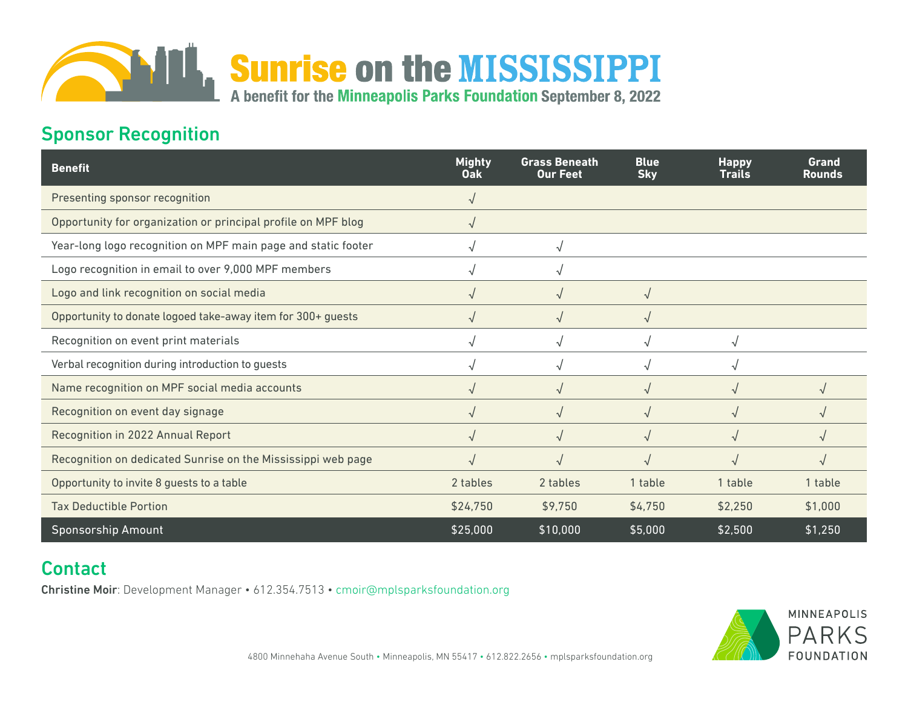# Sunrise on the MISSISSIPPI

A benefit for the Minneapolis Parks Foundation September 8, 2022

## Sponsor Recognition

| Benefit | Mighty Oak | Grass Beneath Our Feet | Blue Sky | Happy Trails | Grand Rounds |
|---|---|---|---|---|---|
| Presenting sponsor recognition | √ | | | | |
| Opportunity for organization or principal profile on MPF blog | √ | | | | |
| Year-long logo recognition on MPF main page and static footer | √ | √ | | | |
| Logo recognition in email to over 9,000 MPF members | √ | √ | | | |
| Logo and link recognition on social media | √ | √ | √ | | |
| Opportunity to donate logoed take-away item for 300+ guests | √ | √ | √ | | |
| Recognition on event print materials | √ | √ | √ | √ | |
| Verbal recognition during introduction to guests | √ | √ | √ | √ | |
| Name recognition on MPF social media accounts | √ | √ | √ | √ | √ |
| Recognition on event day signage | √ | √ | √ | √ | √ |
| Recognition in 2022 Annual Report | √ | √ | √ | √ | √ |
| Recognition on dedicated Sunrise on the Mississippi web page | √ | √ | √ | √ | √ |
| Opportunity to invite 8 guests to a table | 2 tables | 2 tables | 1 table | 1 table | 1 table |
| Tax Deductible Portion | $24,750 | $9,750 | $4,750 | $2,250 | $1,000 |
| Sponsorship Amount | $25,000 | $10,000 | $5,000 | $2,500 | $1,250 |

## Contact

**Christine Moir**: Development Manager • 612.354.7513 • cmoir@mplsparksfoundation.org

4800 Minnehaha Avenue South • Minneapolis, MN 55417 • 612.822.2656 • mplsparksfoundation.org

MINNEAPOLIS PARKS FOUNDATION